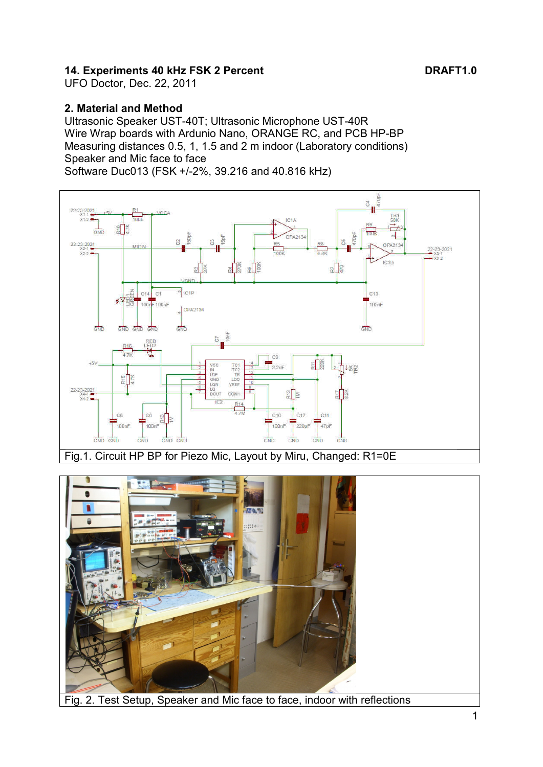# 14. Experiments 40 kHz FSK 2 Percent

**DRAFT1.0**

UFO Doctor, Dec. 22, 2011

## 2. Material and Method

Ultrasonic Speaker UST-40T; Ultrasonic Microphone UST-40R
Wire Wrap boards with Ardunio Nano, ORANGE RC, and PCB HP-BP
Measuring distances 0.5, 1, 1.5 and 2 m indoor (Laboratory conditions)
Speaker and Mic face to face
Software Duc013 (FSK +/-2%, 39.216 and 40.816 kHz)

Fig.1. Circuit HP BP for Piezo Mic, Layout by Miru, Changed: R1=0E

Fig. 2. Test Setup, Speaker and Mic face to face, indoor with reflections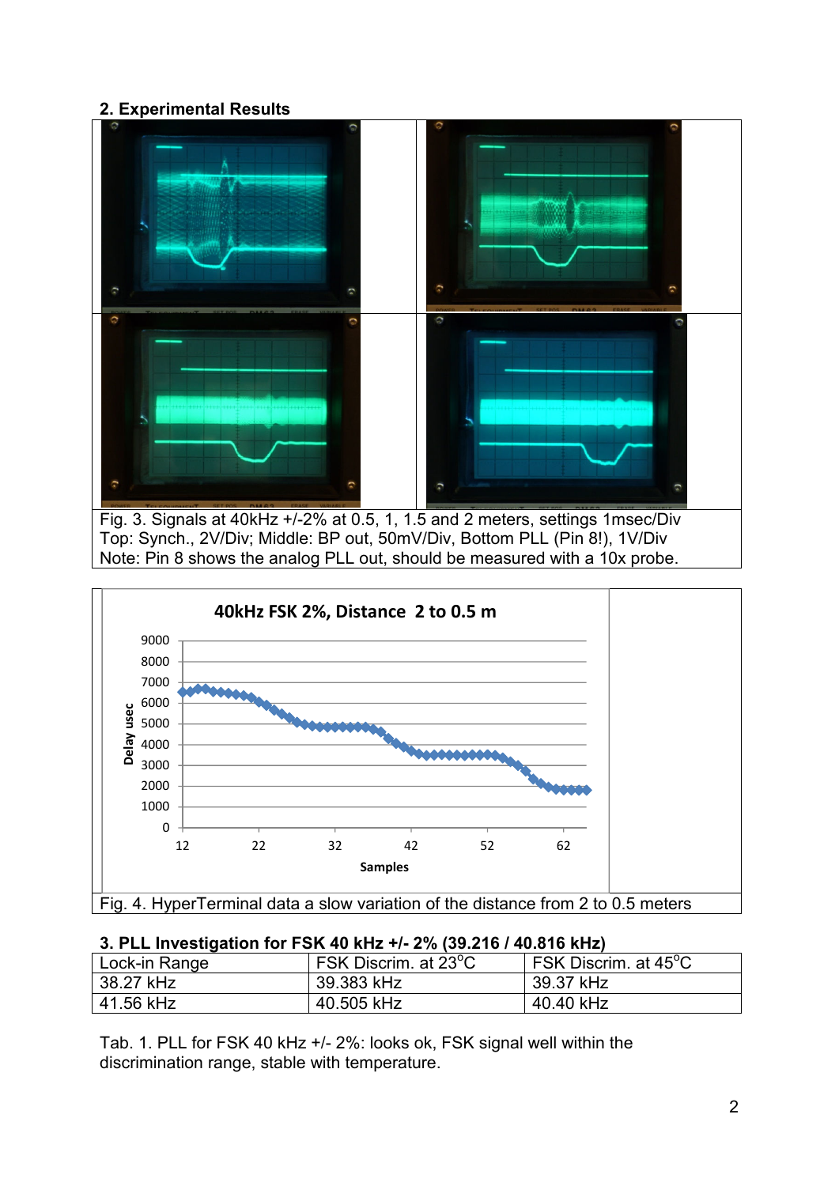## 2. Experimental Results

Fig. 3. Signals at 40kHz +/-2% at 0.5, 1, 1.5 and 2 meters, settings 1msec/Div
Top: Synch., 2V/Div; Middle: BP out, 50mV/Div, Bottom PLL (Pin 8!), 1V/Div
Note: Pin 8 shows the analog PLL out, should be measured with a 10x probe.

Fig. 4. HyperTerminal data a slow variation of the distance from 2 to 0.5 meters

## 3. PLL Investigation for FSK 40 kHz +/- 2% (39.216 / 40.816 kHz)

| Lock-in Range | FSK Discrim. at 23°C | FSK Discrim. at 45°C |
|---|---|---|
| 38.27 kHz | 39.383 kHz | 39.37 kHz |
| 41.56 kHz | 40.505 kHz | 40.40 kHz |

Tab. 1. PLL for FSK 40 kHz +/- 2%: looks ok, FSK signal well within the discrimination range, stable with temperature.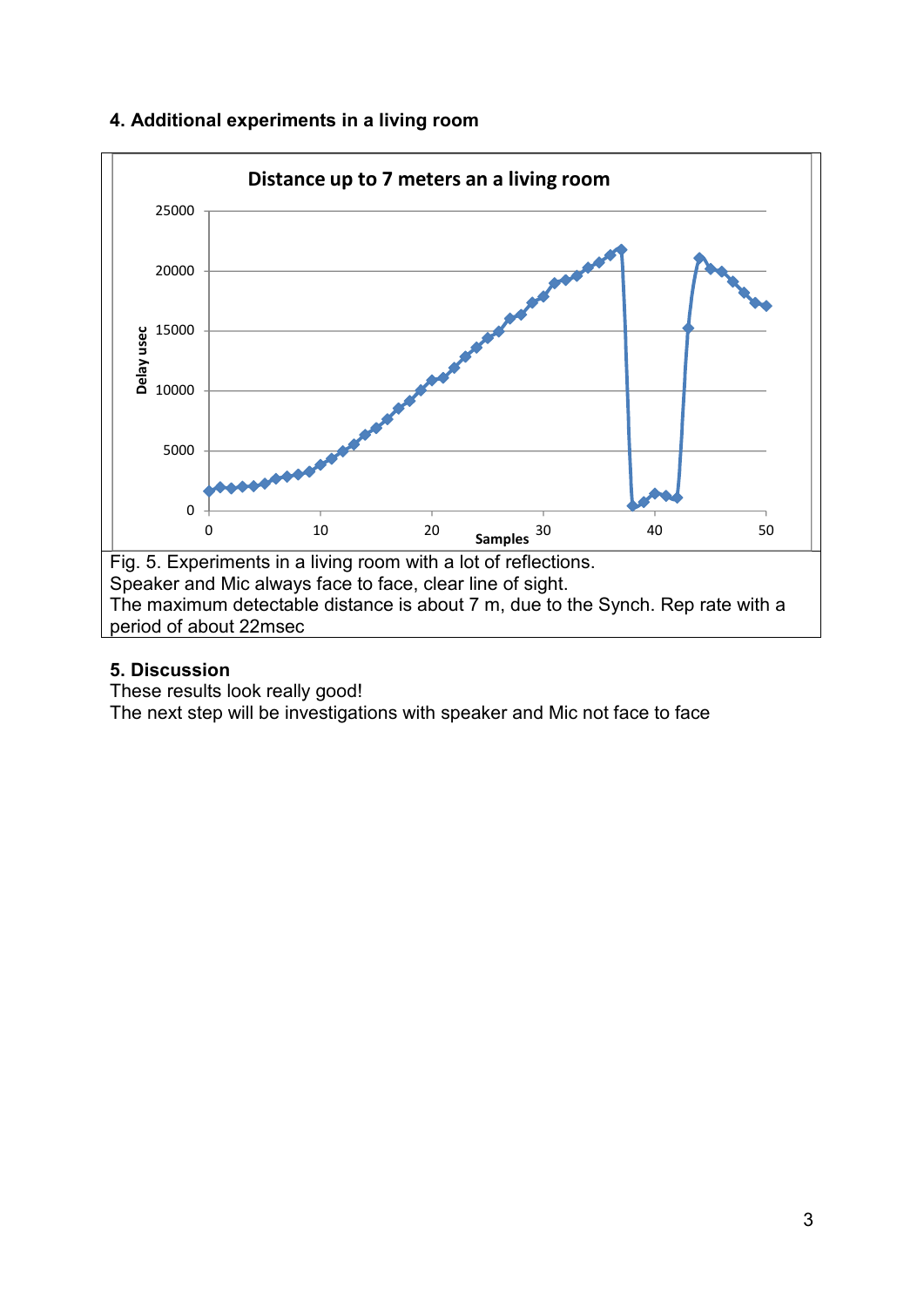## 4. Additional experiments in a living room

Distance up to 7 meters an a living room

25000
20000
15000
10000
5000
0

Delay usec

0
10
20
30
40
50

Samples

Fig. 5. Experiments in a living room with a lot of reflections.
Speaker and Mic always face to face, clear line of sight.
The maximum detectable distance is about 7 m, due to the Synch. Rep rate with a period of about 22msec

## 5. Discussion

These results look really good!
The next step will be investigations with speaker and Mic not face to face